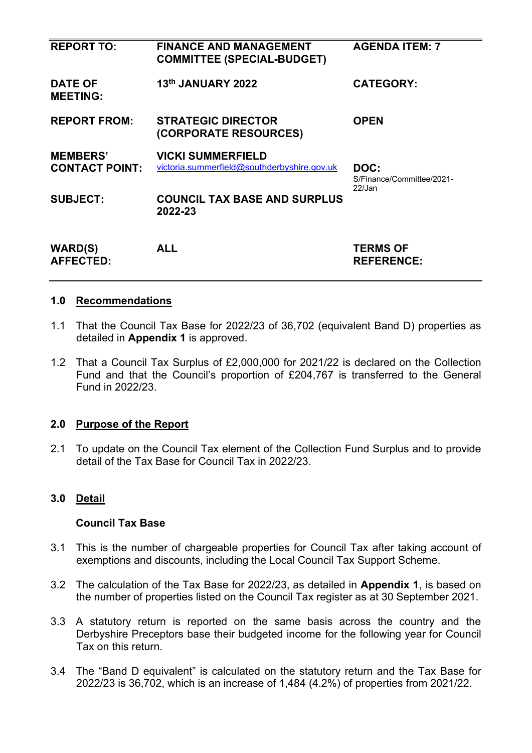| REPORT TO: | FINANCE AND MANAGEMENT COMMITTEE (SPECIAL-BUDGET) | AGENDA ITEM: 7 |
|---|---|---|
| DATE OF MEETING: | 13th JANUARY 2022 | CATEGORY: |
| REPORT FROM: | STRATEGIC DIRECTOR (CORPORATE RESOURCES) | OPEN |
| MEMBERS' CONTACT POINT: | VICKI SUMMERFIELD victoria.summerfield@southderbyshire.gov.uk | DOC: S/Finance/Committee/2021-22/Jan |
| SUBJECT: | COUNCIL TAX BASE AND SURPLUS 2022-23 | |
| WARD(S) AFFECTED: | ALL | TERMS OF REFERENCE: |

## 1.0 Recommendations

1.1 That the Council Tax Base for 2022/23 of 36,702 (equivalent Band D) properties as detailed in **Appendix 1** is approved.

1.2 That a Council Tax Surplus of £2,000,000 for 2021/22 is declared on the Collection Fund and that the Council's proportion of £204,767 is transferred to the General Fund in 2022/23.

## 2.0 Purpose of the Report

2.1 To update on the Council Tax element of the Collection Fund Surplus and to provide detail of the Tax Base for Council Tax in 2022/23.

## 3.0 Detail

### Council Tax Base

3.1 This is the number of chargeable properties for Council Tax after taking account of exemptions and discounts, including the Local Council Tax Support Scheme.

3.2 The calculation of the Tax Base for 2022/23, as detailed in **Appendix 1**, is based on the number of properties listed on the Council Tax register as at 30 September 2021.

3.3 A statutory return is reported on the same basis across the country and the Derbyshire Preceptors base their budgeted income for the following year for Council Tax on this return.

3.4 The "Band D equivalent" is calculated on the statutory return and the Tax Base for 2022/23 is 36,702, which is an increase of 1,484 (4.2%) of properties from 2021/22.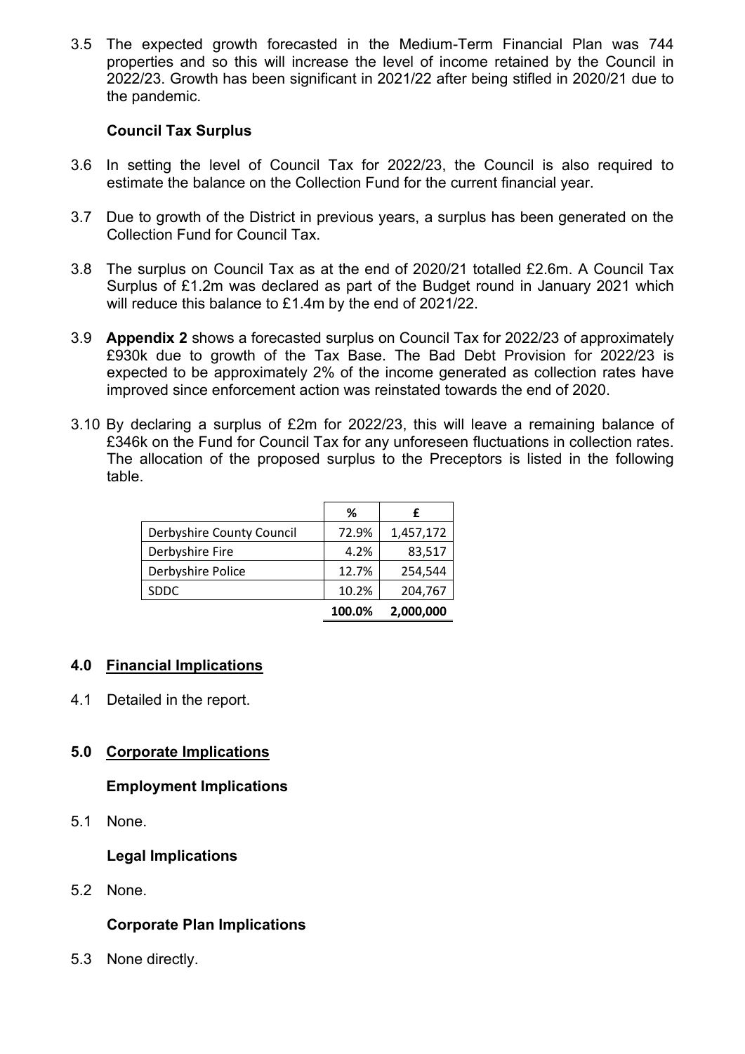3.5 The expected growth forecasted in the Medium-Term Financial Plan was 744 properties and so this will increase the level of income retained by the Council in 2022/23. Growth has been significant in 2021/22 after being stifled in 2020/21 due to the pandemic.

**Council Tax Surplus**

3.6 In setting the level of Council Tax for 2022/23, the Council is also required to estimate the balance on the Collection Fund for the current financial year.

3.7 Due to growth of the District in previous years, a surplus has been generated on the Collection Fund for Council Tax.

3.8 The surplus on Council Tax as at the end of 2020/21 totalled £2.6m. A Council Tax Surplus of £1.2m was declared as part of the Budget round in January 2021 which will reduce this balance to £1.4m by the end of 2021/22.

3.9 **Appendix 2** shows a forecasted surplus on Council Tax for 2022/23 of approximately £930k due to growth of the Tax Base. The Bad Debt Provision for 2022/23 is expected to be approximately 2% of the income generated as collection rates have improved since enforcement action was reinstated towards the end of 2020.

3.10 By declaring a surplus of £2m for 2022/23, this will leave a remaining balance of £346k on the Fund for Council Tax for any unforeseen fluctuations in collection rates. The allocation of the proposed surplus to the Preceptors is listed in the following table.

| | % | £ |
|---|---|---|
| Derbyshire County Council | 72.9% | 1,457,172 |
| Derbyshire Fire | 4.2% | 83,517 |
| Derbyshire Police | 12.7% | 254,544 |
| SDDC | 10.2% | 204,767 |
| | **100.0%** | **2,000,000** |

## 4.0 Financial Implications

4.1 Detailed in the report.

## 5.0 Corporate Implications

### Employment Implications

5.1 None.

### Legal Implications

5.2 None.

### Corporate Plan Implications

5.3 None directly.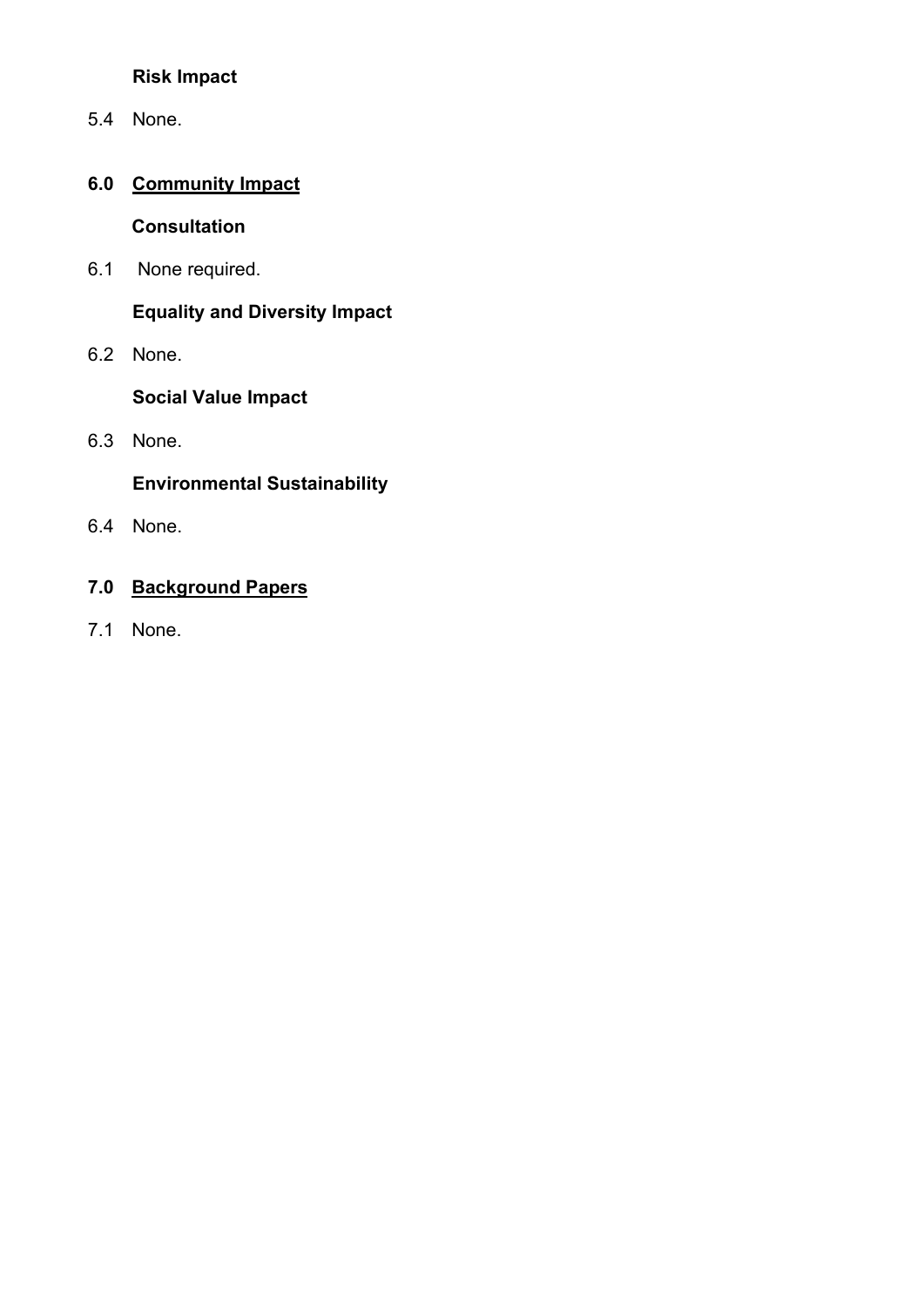**Risk Impact**

5.4 None.

## 6.0 Community Impact

**Consultation**

6.1 None required.

**Equality and Diversity Impact**

6.2 None.

**Social Value Impact**

6.3 None.

**Environmental Sustainability**

6.4 None.

## 7.0 Background Papers

7.1 None.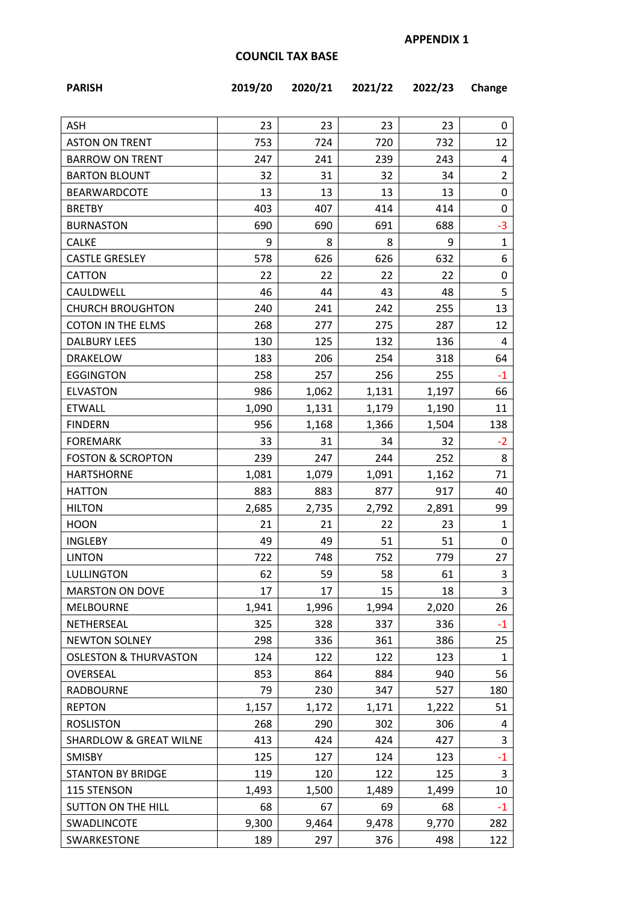**APPENDIX 1**

## COUNCIL TAX BASE

| PARISH | 2019/20 | 2020/21 | 2021/22 | 2022/23 | Change |
|---|---|---|---|---|---|
| ASH | 23 | 23 | 23 | 23 | 0 |
| ASTON ON TRENT | 753 | 724 | 720 | 732 | 12 |
| BARROW ON TRENT | 247 | 241 | 239 | 243 | 4 |
| BARTON BLOUNT | 32 | 31 | 32 | 34 | 2 |
| BEARWARDCOTE | 13 | 13 | 13 | 13 | 0 |
| BRETBY | 403 | 407 | 414 | 414 | 0 |
| BURNASTON | 690 | 690 | 691 | 688 | -3 |
| CALKE | 9 | 8 | 8 | 9 | 1 |
| CASTLE GRESLEY | 578 | 626 | 626 | 632 | 6 |
| CATTON | 22 | 22 | 22 | 22 | 0 |
| CAULDWELL | 46 | 44 | 43 | 48 | 5 |
| CHURCH BROUGHTON | 240 | 241 | 242 | 255 | 13 |
| COTON IN THE ELMS | 268 | 277 | 275 | 287 | 12 |
| DALBURY LEES | 130 | 125 | 132 | 136 | 4 |
| DRAKELOW | 183 | 206 | 254 | 318 | 64 |
| EGGINGTON | 258 | 257 | 256 | 255 | -1 |
| ELVASTON | 986 | 1,062 | 1,131 | 1,197 | 66 |
| ETWALL | 1,090 | 1,131 | 1,179 | 1,190 | 11 |
| FINDERN | 956 | 1,168 | 1,366 | 1,504 | 138 |
| FOREMARK | 33 | 31 | 34 | 32 | -2 |
| FOSTON & SCROPTON | 239 | 247 | 244 | 252 | 8 |
| HARTSHORNE | 1,081 | 1,079 | 1,091 | 1,162 | 71 |
| HATTON | 883 | 883 | 877 | 917 | 40 |
| HILTON | 2,685 | 2,735 | 2,792 | 2,891 | 99 |
| HOON | 21 | 21 | 22 | 23 | 1 |
| INGLEBY | 49 | 49 | 51 | 51 | 0 |
| LINTON | 722 | 748 | 752 | 779 | 27 |
| LULLINGTON | 62 | 59 | 58 | 61 | 3 |
| MARSTON ON DOVE | 17 | 17 | 15 | 18 | 3 |
| MELBOURNE | 1,941 | 1,996 | 1,994 | 2,020 | 26 |
| NETHERSEAL | 325 | 328 | 337 | 336 | -1 |
| NEWTON SOLNEY | 298 | 336 | 361 | 386 | 25 |
| OSLESTON & THURVASTON | 124 | 122 | 122 | 123 | 1 |
| OVERSEAL | 853 | 864 | 884 | 940 | 56 |
| RADBOURNE | 79 | 230 | 347 | 527 | 180 |
| REPTON | 1,157 | 1,172 | 1,171 | 1,222 | 51 |
| ROSLISTON | 268 | 290 | 302 | 306 | 4 |
| SHARDLOW & GREAT WILNE | 413 | 424 | 424 | 427 | 3 |
| SMISBY | 125 | 127 | 124 | 123 | -1 |
| STANTON BY BRIDGE | 119 | 120 | 122 | 125 | 3 |
| 115 STENSON | 1,493 | 1,500 | 1,489 | 1,499 | 10 |
| SUTTON ON THE HILL | 68 | 67 | 69 | 68 | -1 |
| SWADLINCOTE | 9,300 | 9,464 | 9,478 | 9,770 | 282 |
| SWARKESTONE | 189 | 297 | 376 | 498 | 122 |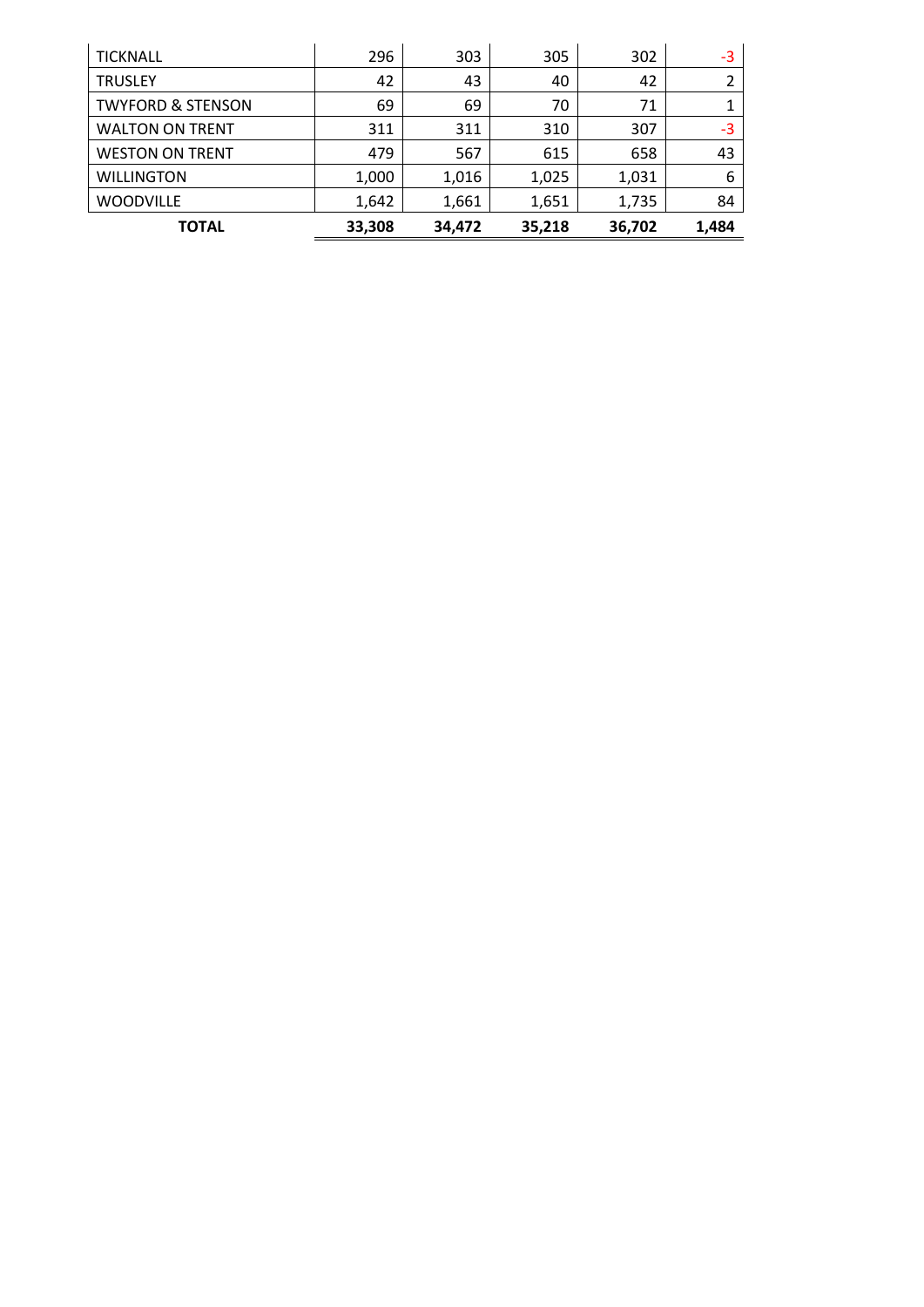| | | | | | |
|---|---|---|---|---|---|
| TICKNALL | 296 | 303 | 305 | 302 | -3 |
| TRUSLEY | 42 | 43 | 40 | 42 | 2 |
| TWYFORD & STENSON | 69 | 69 | 70 | 71 | 1 |
| WALTON ON TRENT | 311 | 311 | 310 | 307 | -3 |
| WESTON ON TRENT | 479 | 567 | 615 | 658 | 43 |
| WILLINGTON | 1,000 | 1,016 | 1,025 | 1,031 | 6 |
| WOODVILLE | 1,642 | 1,661 | 1,651 | 1,735 | 84 |
| **TOTAL** | **33,308** | **34,472** | **35,218** | **36,702** | **1,484** |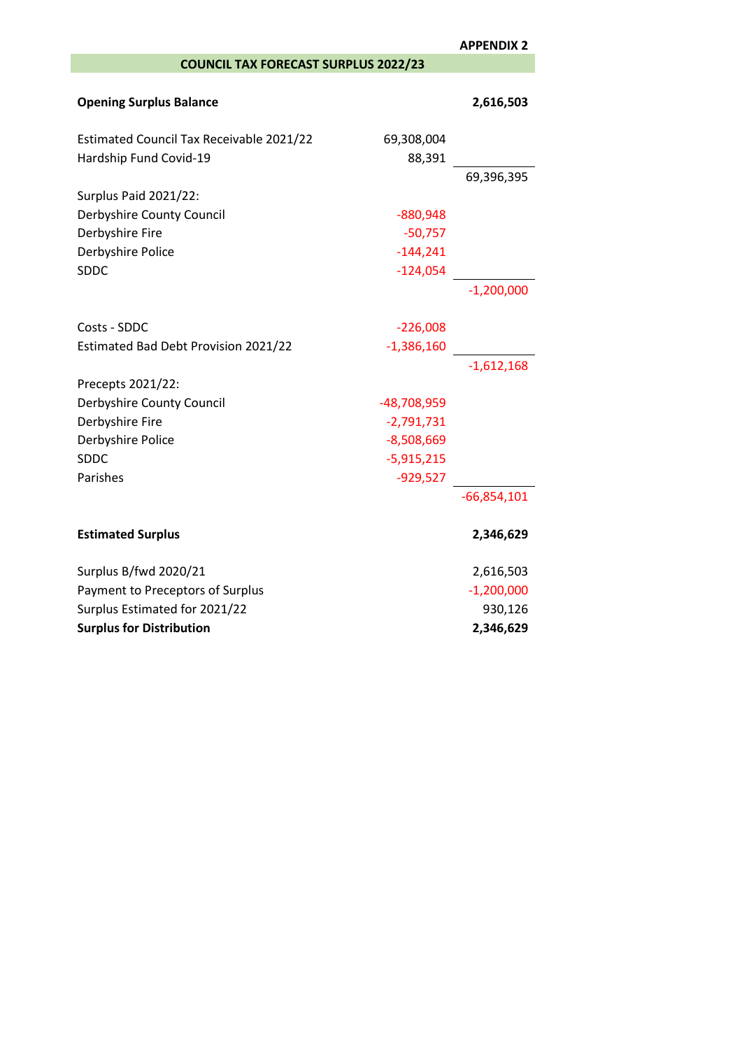**APPENDIX 2**

**COUNCIL TAX FORECAST SURPLUS 2022/23**

| | | |
|---|---|---|
| **Opening Surplus Balance** | | **2,616,503** |
| | | |
| Estimated Council Tax Receivable 2021/22 | 69,308,004 | |
| Hardship Fund Covid-19 | 88,391 | |
| | | 69,396,395 |
| Surplus Paid 2021/22: | | |
| Derbyshire County Council | -880,948 | |
| Derbyshire Fire | -50,757 | |
| Derbyshire Police | -144,241 | |
| SDDC | -124,054 | |
| | | -1,200,000 |
| | | |
| Costs - SDDC | -226,008 | |
| Estimated Bad Debt Provision 2021/22 | -1,386,160 | |
| | | -1,612,168 |
| Precepts 2021/22: | | |
| Derbyshire County Council | -48,708,959 | |
| Derbyshire Fire | -2,791,731 | |
| Derbyshire Police | -8,508,669 | |
| SDDC | -5,915,215 | |
| Parishes | -929,527 | |
| | | -66,854,101 |
| | | |
| **Estimated Surplus** | | **2,346,629** |
| | | |
| Surplus B/fwd 2020/21 | | 2,616,503 |
| Payment to Preceptors of Surplus | | -1,200,000 |
| Surplus Estimated for 2021/22 | | 930,126 |
| **Surplus for Distribution** | | **2,346,629** |